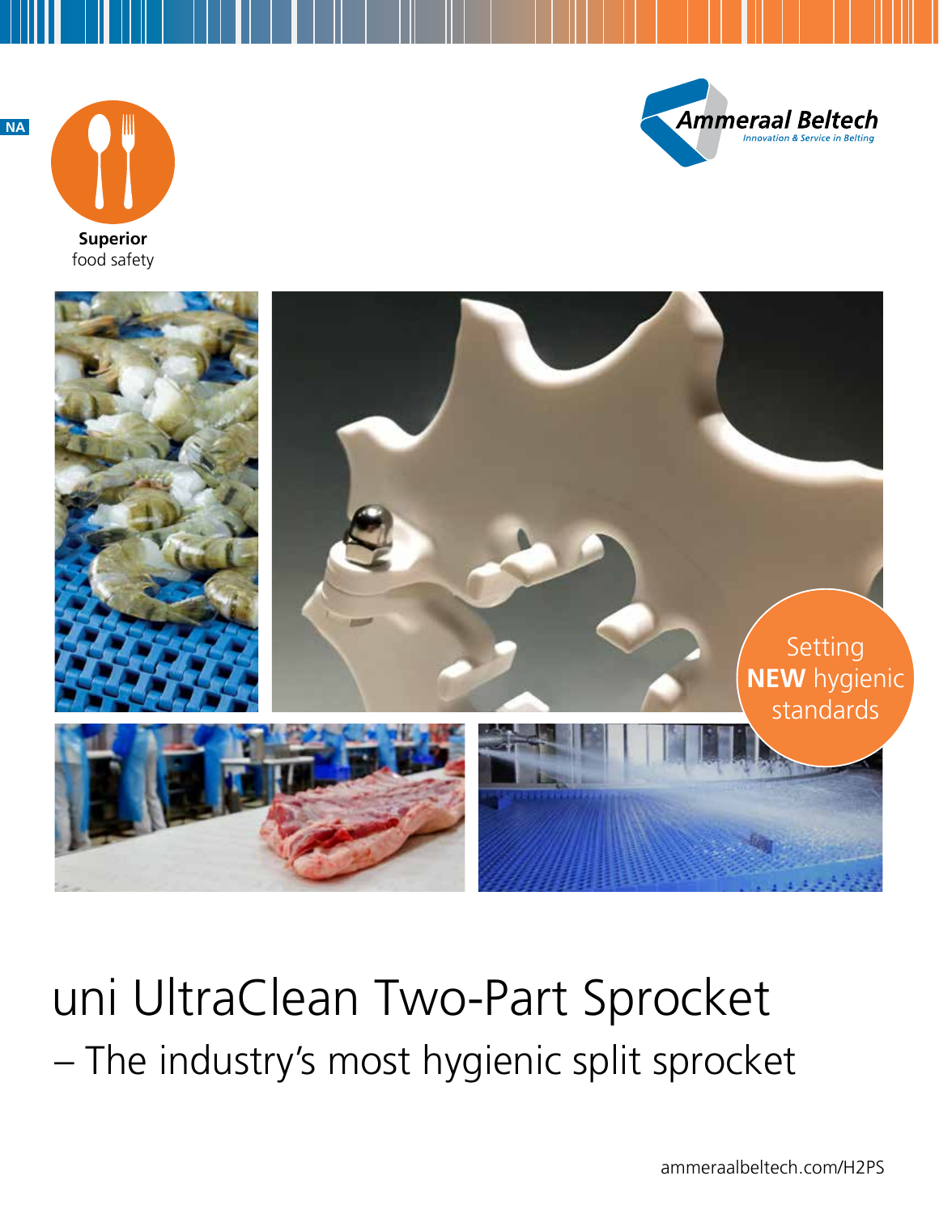NA

**Superior** food safety

Ammeraal Beltech

*Innovation & Service in Belting*

Setting **NEW** hygienic standards

# uni UltraClean Two-Part Sprocket

## – The industry's most hygienic split sprocket

ammeraalbeltech.com/H2PS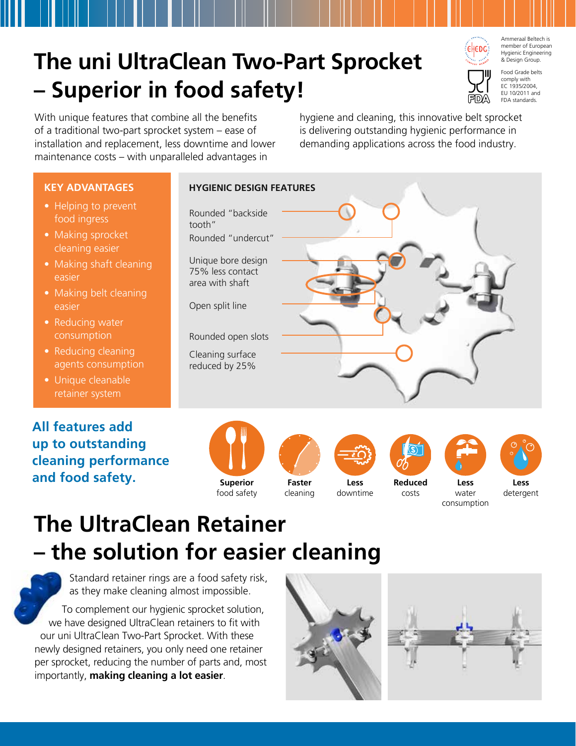# The uni UltraClean Two-Part Sprocket – Superior in food safety!

Ammeraal Beltech is member of European Hygienic Engineering & Design Group.

Food Grade belts comply with EC 1935/2004, EU 10/2011 and FDA standards.

With unique features that combine all the benefits of a traditional two-part sprocket system – ease of installation and replacement, less downtime and lower maintenance costs – with unparalleled advantages in hygiene and cleaning, this innovative belt sprocket is delivering outstanding hygienic performance in demanding applications across the food industry.

### KEY ADVANTAGES

- Helping to prevent food ingress
- Making sprocket cleaning easier
- Making shaft cleaning easier
- Making belt cleaning easier
- Reducing water consumption
- Reducing cleaning agents consumption
- Unique cleanable retainer system

### HYGIENIC DESIGN FEATURES

Rounded "backside tooth"

Rounded "undercut"

Unique bore design 75% less contact area with shaft

Open split line

Rounded open slots

Cleaning surface reduced by 25%

**All features add up to outstanding cleaning performance and food safety.**

**Superior** food safety

**Faster** cleaning

**Less** downtime

**Reduced** costs

**Less** water consumption

**Less** detergent

# The UltraClean Retainer – the solution for easier cleaning

Standard retainer rings are a food safety risk, as they make cleaning almost impossible.

To complement our hygienic sprocket solution, we have designed UltraClean retainers to fit with our uni UltraClean Two-Part Sprocket. With these newly designed retainers, you only need one retainer per sprocket, reducing the number of parts and, most importantly, **making cleaning a lot easier**.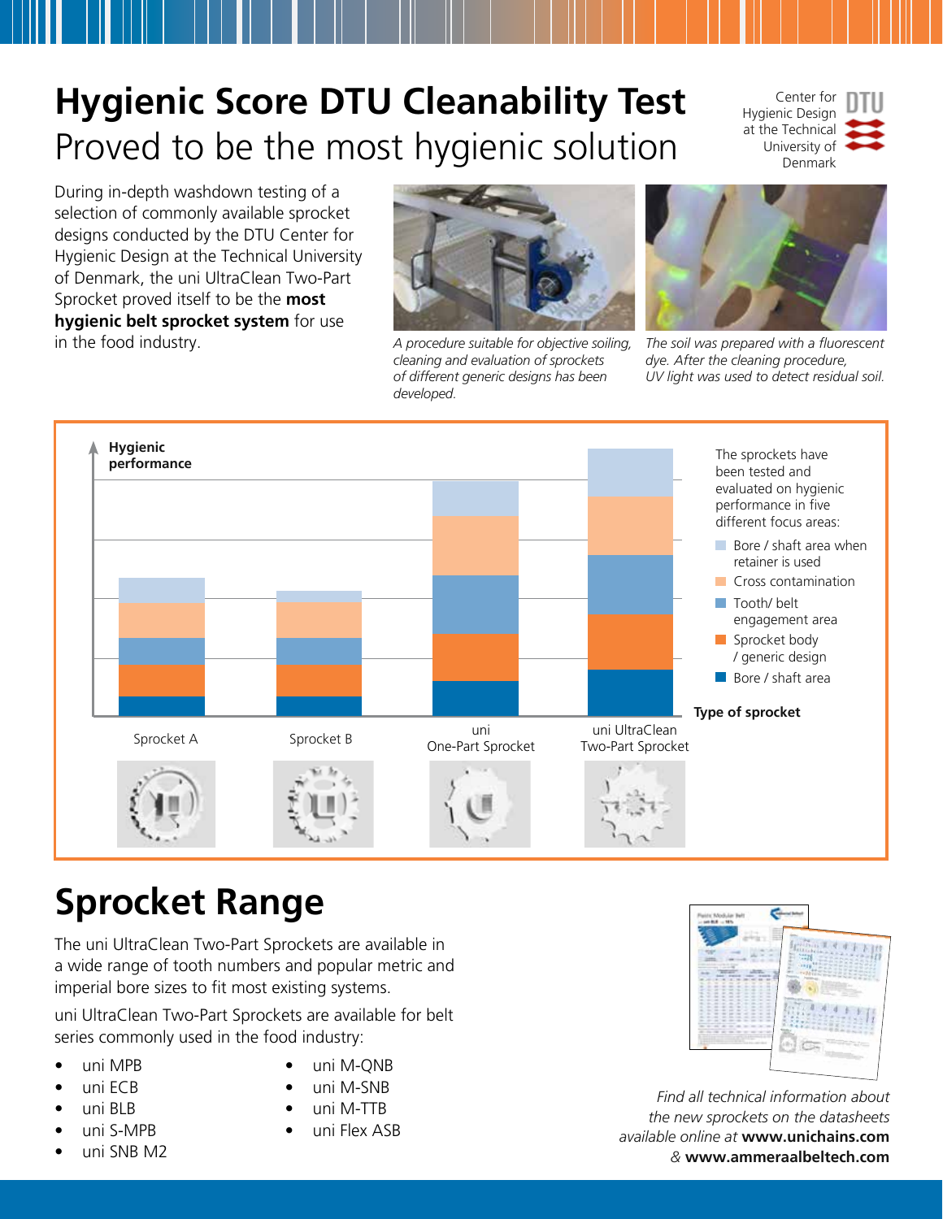# Hygienic Score DTU Cleanability Test

## Proved to be the most hygienic solution

Center for Hygienic Design at the Technical University of Denmark

During in-depth washdown testing of a selection of commonly available sprocket designs conducted by the DTU Center for Hygienic Design at the Technical University of Denmark, the uni UltraClean Two-Part Sprocket proved itself to be the **most hygienic belt sprocket system** for use in the food industry.

*A procedure suitable for objective soiling, cleaning and evaluation of sprockets of different generic designs has been developed.*

*The soil was prepared with a fluorescent dye. After the cleaning procedure, UV light was used to detect residual soil.*

Hygienic performance

Sprocket A

Sprocket B

uni One-Part Sprocket

uni UltraClean Two-Part Sprocket

Type of sprocket

The sprockets have been tested and evaluated on hygienic performance in five different focus areas:

- Bore / shaft area when retainer is used
- Cross contamination
- Tooth/ belt engagement area
- Sprocket body / generic design
- Bore / shaft area

# Sprocket Range

The uni UltraClean Two-Part Sprockets are available in a wide range of tooth numbers and popular metric and imperial bore sizes to fit most existing systems.

uni UltraClean Two-Part Sprockets are available for belt series commonly used in the food industry:

- uni MPB
- uni ECB
- uni BLB
- uni S-MPB
- uni SNB M2
- uni M-QNB
- uni M-SNB
- uni M-TTB
- uni Flex ASB

*Find all technical information about the new sprockets on the datasheets available online at* **www.unichains.com** *&* **www.ammeraalbeltech.com**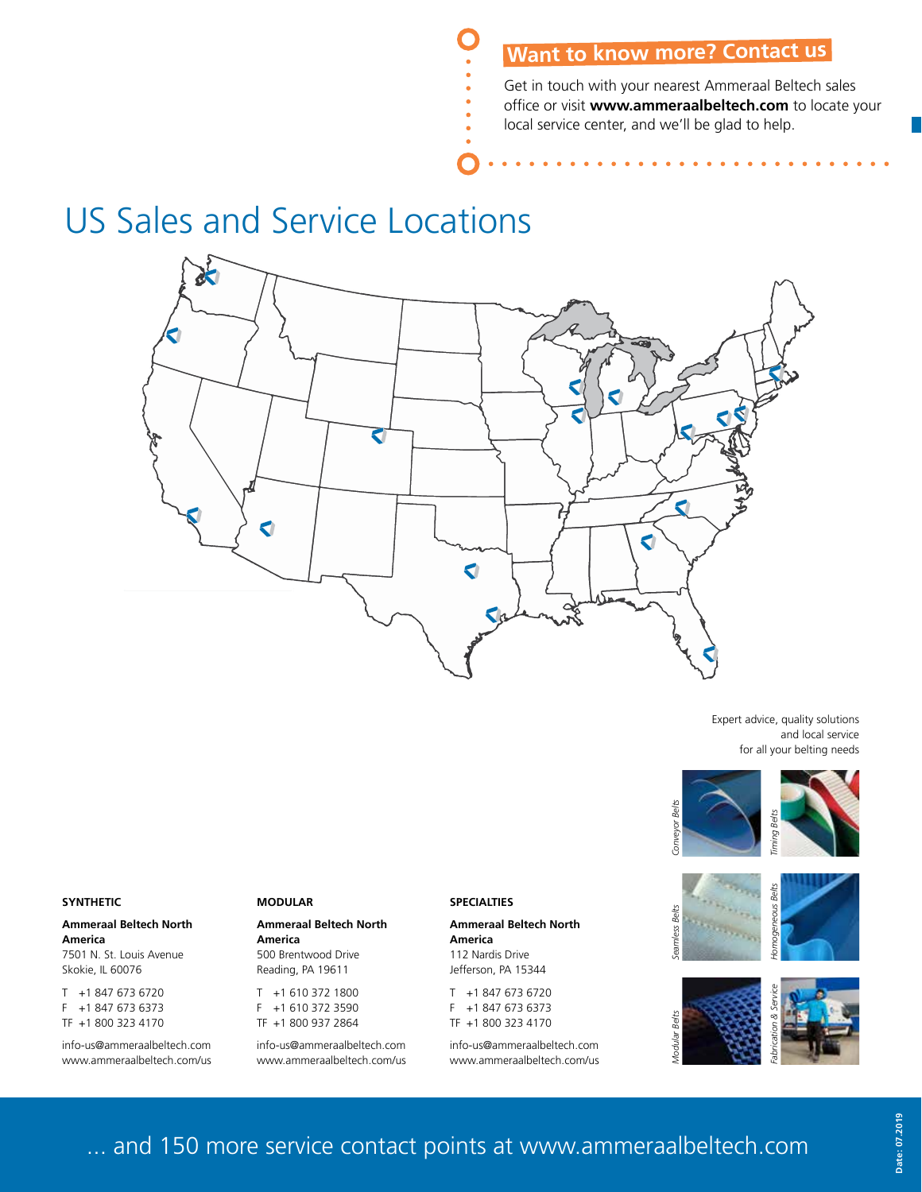## Want to know more? Contact us

Get in touch with your nearest Ammeraal Beltech sales office or visit **www.ammeraalbeltech.com** to locate your local service center, and we'll be glad to help.

# US Sales and Service Locations

Expert advice, quality solutions
and local service
for all your belting needs

*Conveyor Belts*

*Timing Belts*

*Seamless Belts*

*Homogeneous Belts*

*Modular Belts*

*Fabrication & Service*

**SYNTHETIC**

**Ammeraal Beltech North America**
7501 N. St. Louis Avenue
Skokie, IL 60076

T +1 847 673 6720
F +1 847 673 6373
TF +1 800 323 4170

info-us@ammeraalbeltech.com
www.ammeraalbeltech.com/us

**MODULAR**

**Ammeraal Beltech North America**
500 Brentwood Drive
Reading, PA 19611

T +1 610 372 1800
F +1 610 372 3590
TF +1 800 937 2864

info-us@ammeraalbeltech.com
www.ammeraalbeltech.com/us

**SPECIALTIES**

**Ammeraal Beltech North America**
112 Nardis Drive
Jefferson, PA 15344

T +1 847 673 6720
F +1 847 673 6373
TF +1 800 323 4170

info-us@ammeraalbeltech.com
www.ammeraalbeltech.com/us

... and 150 more service contact points at www.ammeraalbeltech.com

Date: 07.2019